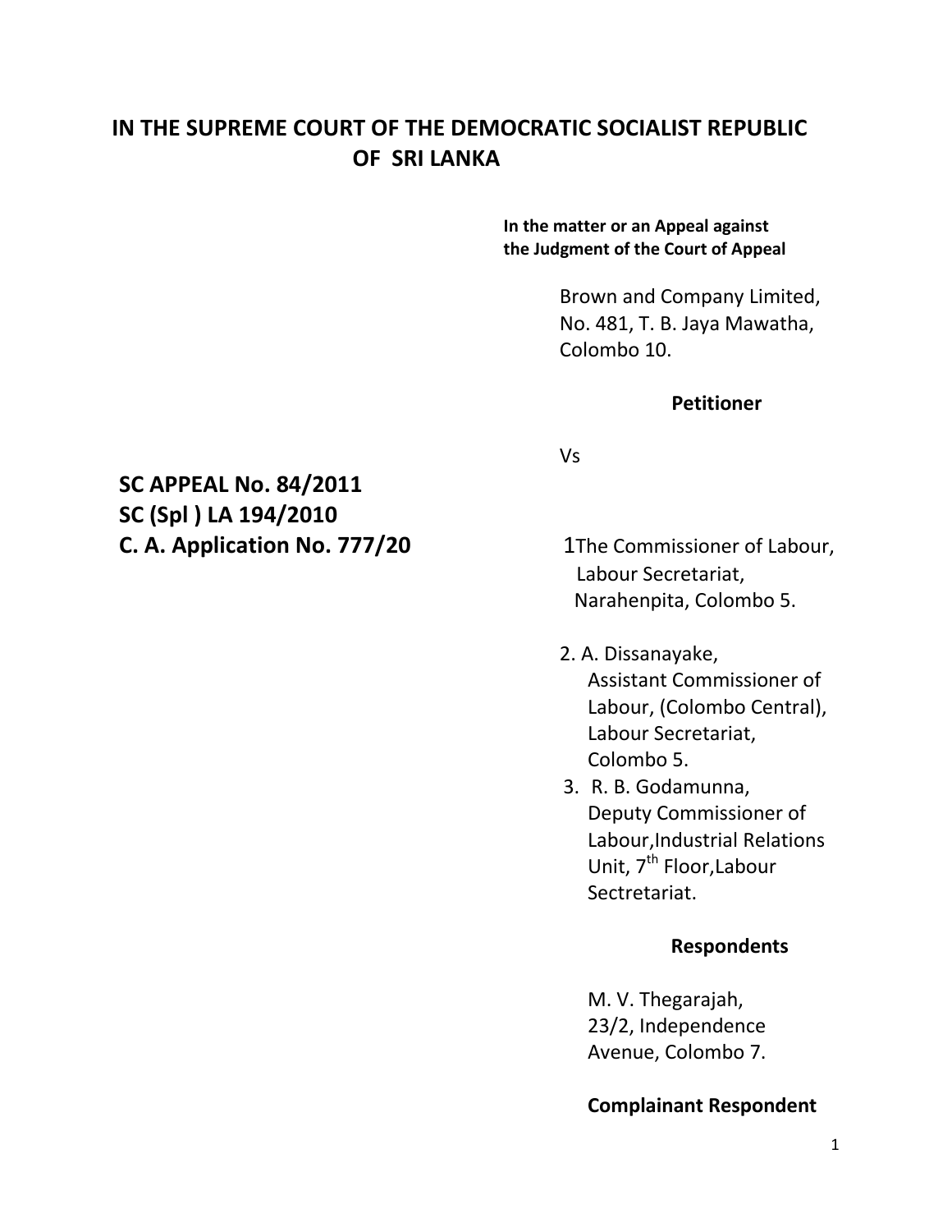# IN THE SUPREME COURT OF THE DEMOCRATIC SOCIALIST REPUBLIC OF SRI LANKA

**In the matter or an Appeal against the Judgment of the Court of Appeal**

Brown and Company Limited,
No. 481, T. B. Jaya Mawatha,
Colombo 10.

**Petitioner**

Vs

**SC APPEAL No. 84/2011**
**SC (Spl ) LA 194/2010**
**C. A. Application No. 777/20**

1The Commissioner of Labour,
Labour Secretariat,
Narahenpita, Colombo 5.

2. A. Dissanayake,
Assistant Commissioner of Labour, (Colombo Central),
Labour Secretariat,
Colombo 5.

3. R. B. Godamunna,
Deputy Commissioner of Labour,Industrial Relations Unit, 7th Floor,Labour Sectretariat.

**Respondents**

M. V. Thegarajah,
23/2, Independence Avenue, Colombo 7.

**Complainant Respondent**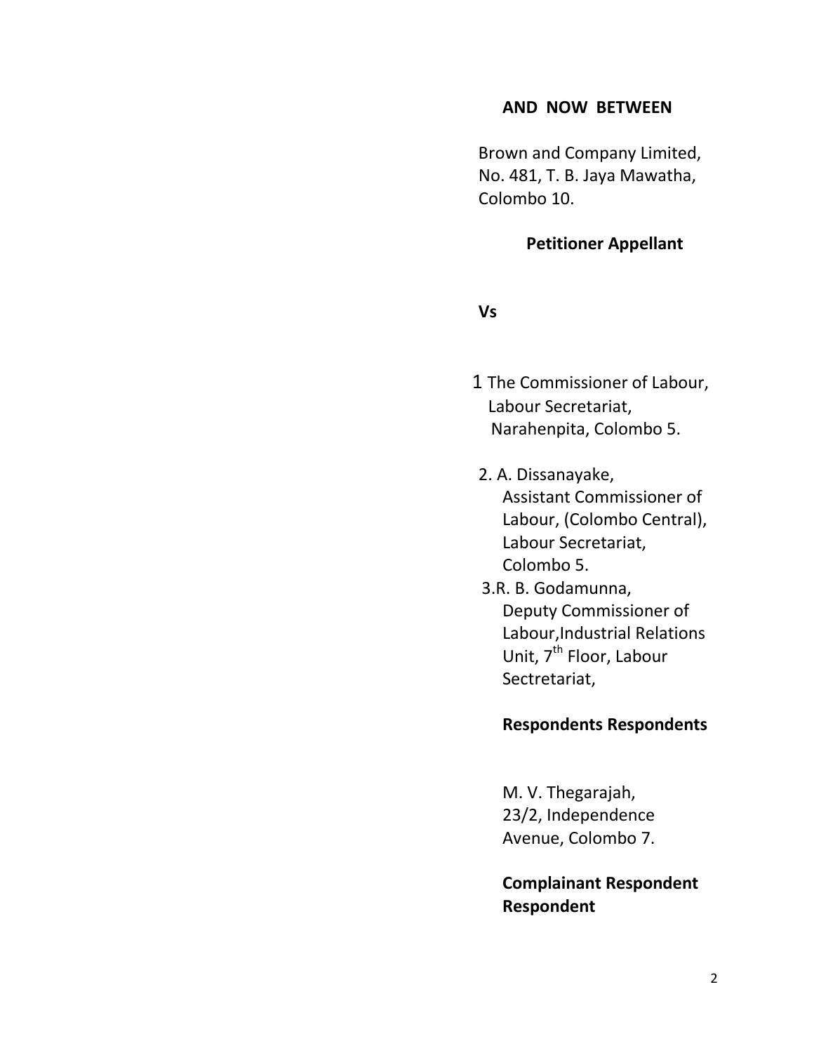**AND NOW BETWEEN**

Brown and Company Limited,
No. 481, T. B. Jaya Mawatha,
Colombo 10.

**Petitioner Appellant**

**Vs**

1 The Commissioner of Labour,
Labour Secretariat,
Narahenpita, Colombo 5.

2. A. Dissanayake,
Assistant Commissioner of Labour, (Colombo Central),
Labour Secretariat,
Colombo 5.

3.R. B. Godamunna,
Deputy Commissioner of Labour,Industrial Relations Unit, 7th Floor, Labour Sectretariat,

**Respondents Respondents**

M. V. Thegarajah,
23/2, Independence Avenue, Colombo 7.

**Complainant Respondent Respondent**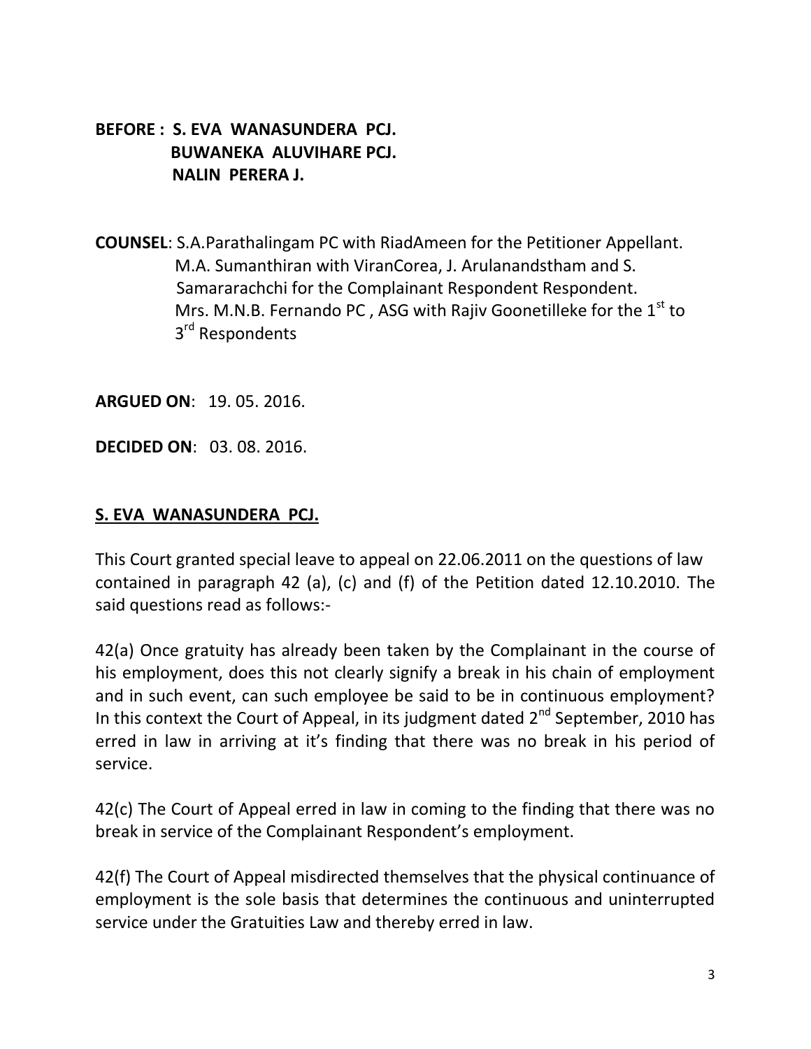**BEFORE : S. EVA WANASUNDERA PCJ.**
**BUWANEKA ALUVIHARE PCJ.**
**NALIN PERERA J.**

**COUNSEL**: S.A.Parathalingam PC with RiadAmeen for the Petitioner Appellant.
M.A. Sumanthiran with ViranCorea, J. Arulanandstham and S. Samararachchi for the Complainant Respondent Respondent.
Mrs. M.N.B. Fernando PC , ASG with Rajiv Goonetilleke for the 1st to 3rd Respondents

**ARGUED ON**: 19. 05. 2016.

**DECIDED ON**: 03. 08. 2016.

**S. EVA WANASUNDERA PCJ.**

This Court granted special leave to appeal on 22.06.2011 on the questions of law contained in paragraph 42 (a), (c) and (f) of the Petition dated 12.10.2010. The said questions read as follows:-

42(a) Once gratuity has already been taken by the Complainant in the course of his employment, does this not clearly signify a break in his chain of employment and in such event, can such employee be said to be in continuous employment? In this context the Court of Appeal, in its judgment dated 2nd September, 2010 has erred in law in arriving at it's finding that there was no break in his period of service.

42(c) The Court of Appeal erred in law in coming to the finding that there was no break in service of the Complainant Respondent's employment.

42(f) The Court of Appeal misdirected themselves that the physical continuance of employment is the sole basis that determines the continuous and uninterrupted service under the Gratuities Law and thereby erred in law.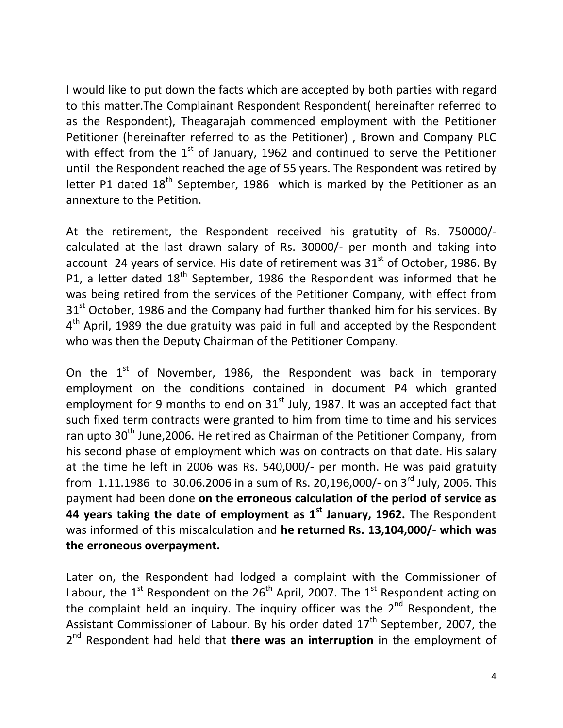I would like to put down the facts which are accepted by both parties with regard to this matter.The Complainant Respondent Respondent( hereinafter referred to as the Respondent), Theagarajah commenced employment with the Petitioner Petitioner (hereinafter referred to as the Petitioner) , Brown and Company PLC with effect from the 1st of January, 1962 and continued to serve the Petitioner until the Respondent reached the age of 55 years. The Respondent was retired by letter P1 dated 18th September, 1986 which is marked by the Petitioner as an annexture to the Petition.

At the retirement, the Respondent received his gratutity of Rs. 750000/- calculated at the last drawn salary of Rs. 30000/- per month and taking into account 24 years of service. His date of retirement was 31st of October, 1986. By P1, a letter dated 18th September, 1986 the Respondent was informed that he was being retired from the services of the Petitioner Company, with effect from 31st October, 1986 and the Company had further thanked him for his services. By 4th April, 1989 the due gratuity was paid in full and accepted by the Respondent who was then the Deputy Chairman of the Petitioner Company.

On the 1st of November, 1986, the Respondent was back in temporary employment on the conditions contained in document P4 which granted employment for 9 months to end on 31st July, 1987. It was an accepted fact that such fixed term contracts were granted to him from time to time and his services ran upto 30th June,2006. He retired as Chairman of the Petitioner Company, from his second phase of employment which was on contracts on that date. His salary at the time he left in 2006 was Rs. 540,000/- per month. He was paid gratuity from 1.11.1986 to 30.06.2006 in a sum of Rs. 20,196,000/- on 3rd July, 2006. This payment had been done **on the erroneous calculation of the period of service as 44 years taking the date of employment as 1st January, 1962.** The Respondent was informed of this miscalculation and **he returned Rs. 13,104,000/- which was the erroneous overpayment.**

Later on, the Respondent had lodged a complaint with the Commissioner of Labour, the 1st Respondent on the 26th April, 2007. The 1st Respondent acting on the complaint held an inquiry. The inquiry officer was the 2nd Respondent, the Assistant Commissioner of Labour. By his order dated 17th September, 2007, the 2nd Respondent had held that **there was an interruption** in the employment of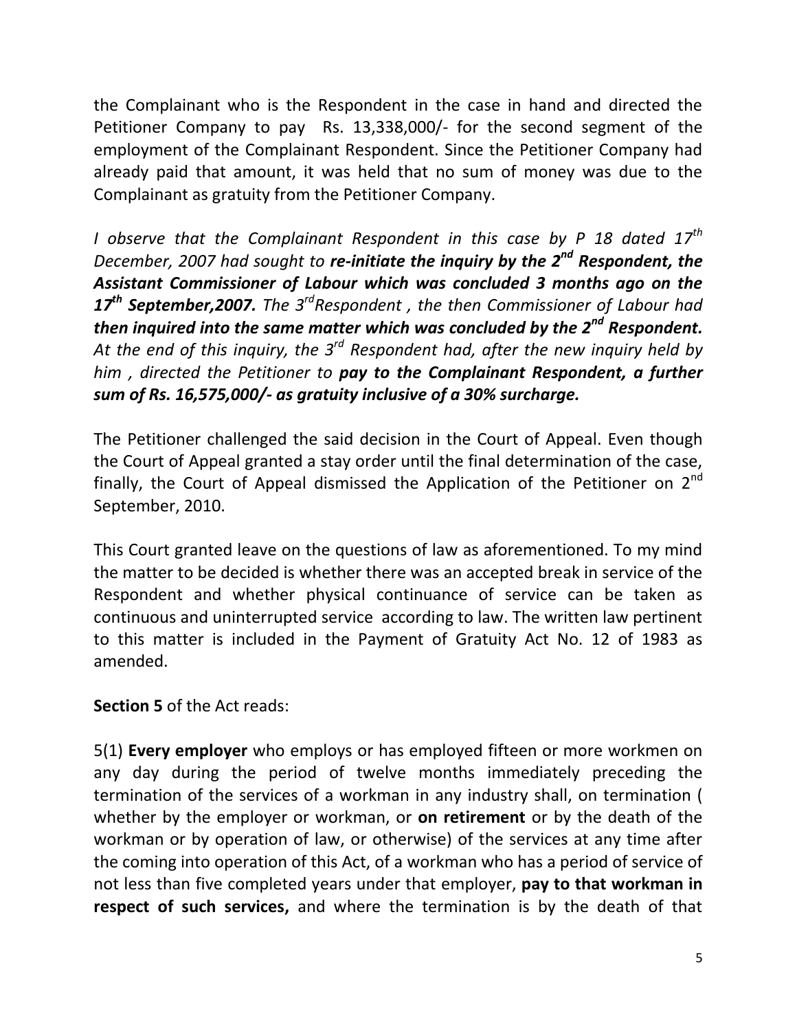the Complainant who is the Respondent in the case in hand and directed the Petitioner Company to pay Rs. 13,338,000/- for the second segment of the employment of the Complainant Respondent. Since the Petitioner Company had already paid that amount, it was held that no sum of money was due to the Complainant as gratuity from the Petitioner Company.

*I observe that the Complainant Respondent in this case by P 18 dated 17th December, 2007 had sought to* ***re-initiate the inquiry by the 2nd Respondent, the Assistant Commissioner of Labour which was concluded 3 months ago on the 17th September,2007.*** *The 3rd Respondent , the then Commissioner of Labour had* ***then inquired into the same matter which was concluded by the 2nd Respondent.*** *At the end of this inquiry, the 3rd Respondent had, after the new inquiry held by him , directed the Petitioner to* ***pay to the Complainant Respondent, a further sum of Rs. 16,575,000/- as gratuity inclusive of a 30% surcharge.***

The Petitioner challenged the said decision in the Court of Appeal. Even though the Court of Appeal granted a stay order until the final determination of the case, finally, the Court of Appeal dismissed the Application of the Petitioner on 2nd September, 2010.

This Court granted leave on the questions of law as aforementioned. To my mind the matter to be decided is whether there was an accepted break in service of the Respondent and whether physical continuance of service can be taken as continuous and uninterrupted service according to law. The written law pertinent to this matter is included in the Payment of Gratuity Act No. 12 of 1983 as amended.

**Section 5** of the Act reads:

5(1) **Every employer** who employs or has employed fifteen or more workmen on any day during the period of twelve months immediately preceding the termination of the services of a workman in any industry shall, on termination ( whether by the employer or workman, or **on retirement** or by the death of the workman or by operation of law, or otherwise) of the services at any time after the coming into operation of this Act, of a workman who has a period of service of not less than five completed years under that employer, **pay to that workman in respect of such services,** and where the termination is by the death of that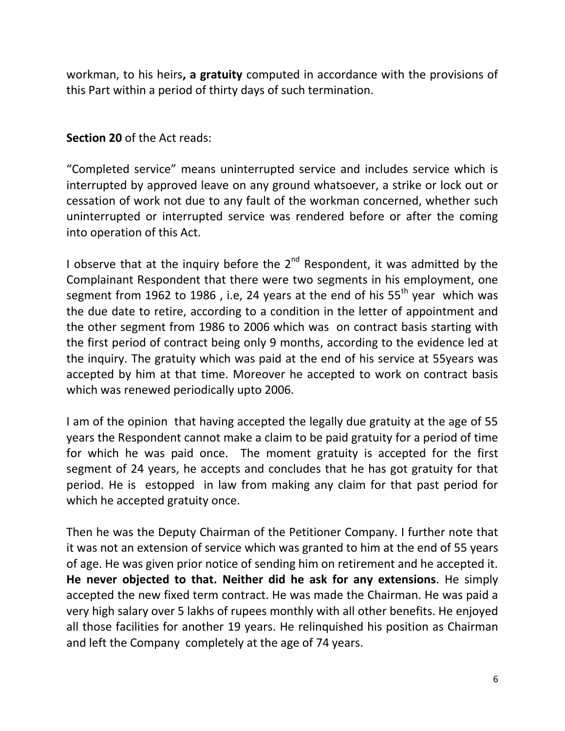workman, to his heirs**, a gratuity** computed in accordance with the provisions of this Part within a period of thirty days of such termination.

**Section 20** of the Act reads:

"Completed service" means uninterrupted service and includes service which is interrupted by approved leave on any ground whatsoever, a strike or lock out or cessation of work not due to any fault of the workman concerned, whether such uninterrupted or interrupted service was rendered before or after the coming into operation of this Act.

I observe that at the inquiry before the 2nd Respondent, it was admitted by the Complainant Respondent that there were two segments in his employment, one segment from 1962 to 1986 , i.e, 24 years at the end of his 55th year which was the due date to retire, according to a condition in the letter of appointment and the other segment from 1986 to 2006 which was on contract basis starting with the first period of contract being only 9 months, according to the evidence led at the inquiry. The gratuity which was paid at the end of his service at 55years was accepted by him at that time. Moreover he accepted to work on contract basis which was renewed periodically upto 2006.

I am of the opinion that having accepted the legally due gratuity at the age of 55 years the Respondent cannot make a claim to be paid gratuity for a period of time for which he was paid once. The moment gratuity is accepted for the first segment of 24 years, he accepts and concludes that he has got gratuity for that period. He is estopped in law from making any claim for that past period for which he accepted gratuity once.

Then he was the Deputy Chairman of the Petitioner Company. I further note that it was not an extension of service which was granted to him at the end of 55 years of age. He was given prior notice of sending him on retirement and he accepted it. **He never objected to that. Neither did he ask for any extensions**. He simply accepted the new fixed term contract. He was made the Chairman. He was paid a very high salary over 5 lakhs of rupees monthly with all other benefits. He enjoyed all those facilities for another 19 years. He relinquished his position as Chairman and left the Company completely at the age of 74 years.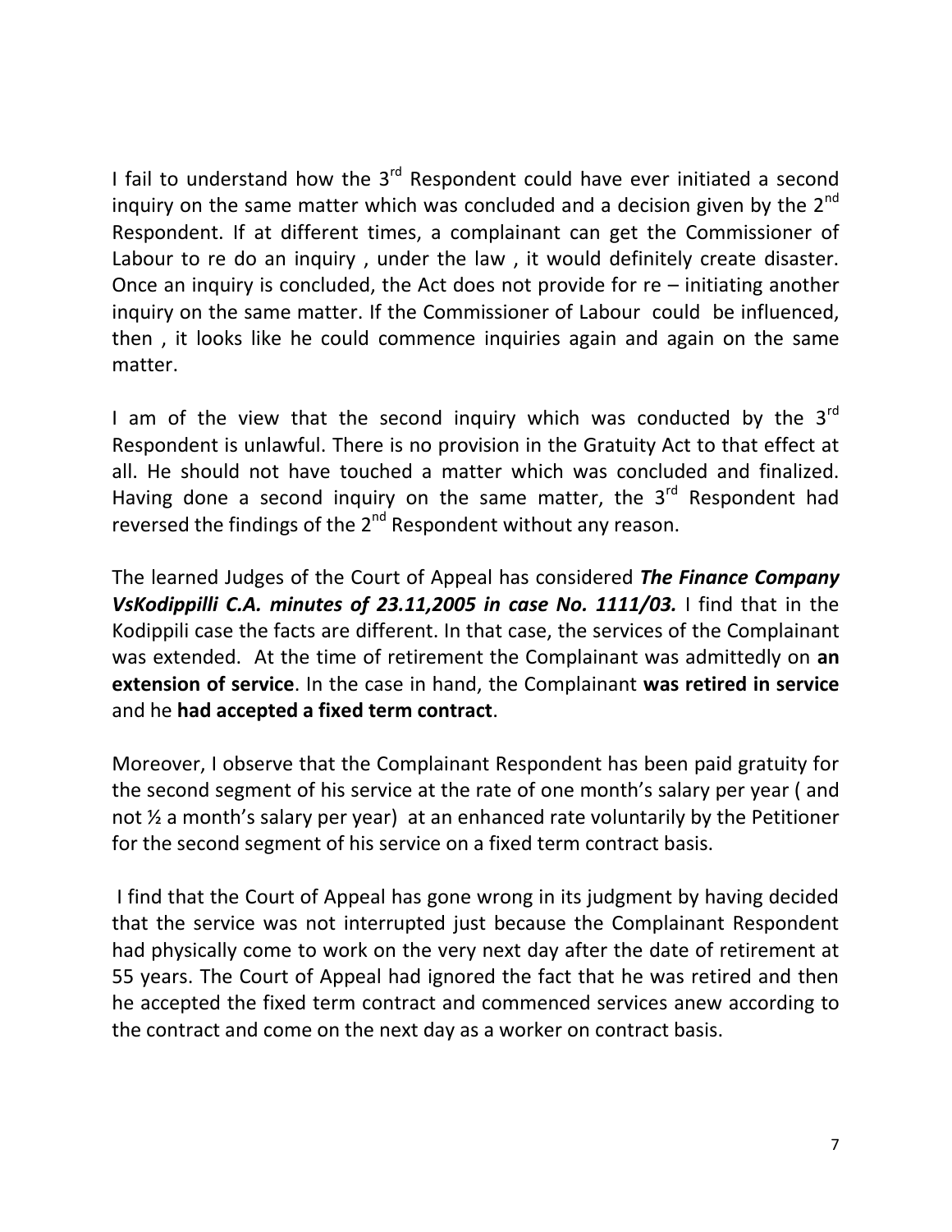I fail to understand how the 3rd Respondent could have ever initiated a second inquiry on the same matter which was concluded and a decision given by the 2nd Respondent. If at different times, a complainant can get the Commissioner of Labour to re do an inquiry , under the law , it would definitely create disaster. Once an inquiry is concluded, the Act does not provide for re – initiating another inquiry on the same matter. If the Commissioner of Labour could be influenced, then , it looks like he could commence inquiries again and again on the same matter.

I am of the view that the second inquiry which was conducted by the 3rd Respondent is unlawful. There is no provision in the Gratuity Act to that effect at all. He should not have touched a matter which was concluded and finalized. Having done a second inquiry on the same matter, the 3rd Respondent had reversed the findings of the 2nd Respondent without any reason.

The learned Judges of the Court of Appeal has considered ***The Finance Company VsKodippilli C.A. minutes of 23.11,2005 in case No. 1111/03.*** I find that in the Kodippili case the facts are different. In that case, the services of the Complainant was extended. At the time of retirement the Complainant was admittedly on **an extension of service**. In the case in hand, the Complainant **was retired in service** and he **had accepted a fixed term contract**.

Moreover, I observe that the Complainant Respondent has been paid gratuity for the second segment of his service at the rate of one month's salary per year ( and not ½ a month's salary per year) at an enhanced rate voluntarily by the Petitioner for the second segment of his service on a fixed term contract basis.

I find that the Court of Appeal has gone wrong in its judgment by having decided that the service was not interrupted just because the Complainant Respondent had physically come to work on the very next day after the date of retirement at 55 years. The Court of Appeal had ignored the fact that he was retired and then he accepted the fixed term contract and commenced services anew according to the contract and come on the next day as a worker on contract basis.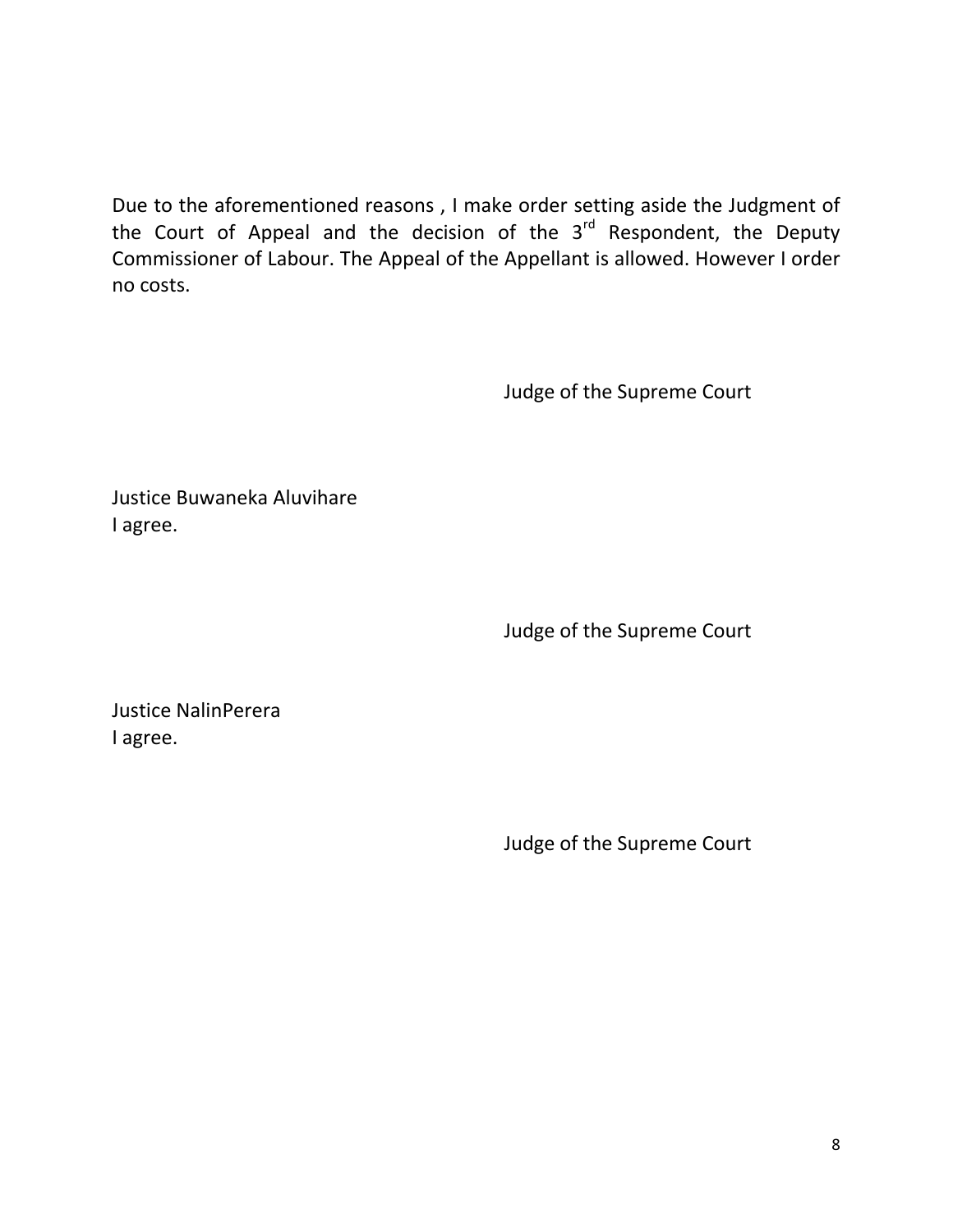Due to the aforementioned reasons , I make order setting aside the Judgment of the Court of Appeal and the decision of the 3rd Respondent, the Deputy Commissioner of Labour. The Appeal of the Appellant is allowed. However I order no costs.

Judge of the Supreme Court

Justice Buwaneka Aluvihare
I agree.

Judge of the Supreme Court

Justice NalinPerera
I agree.

Judge of the Supreme Court